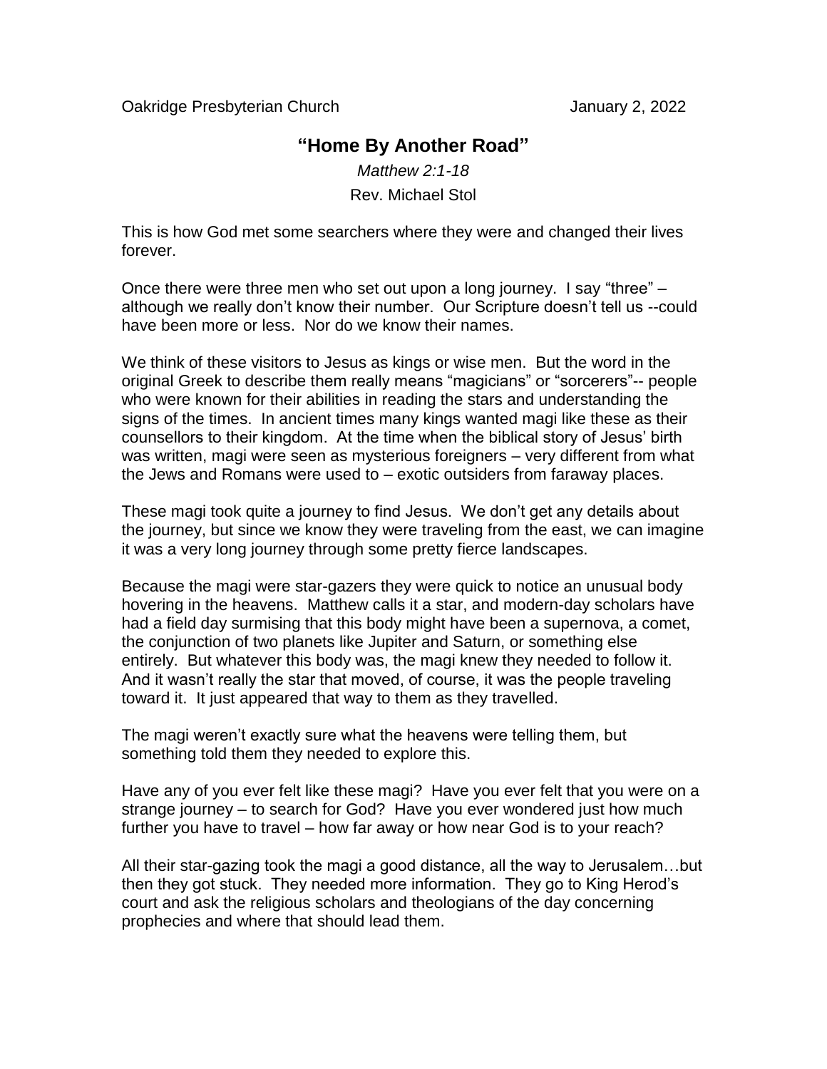Oakridge Presbyterian Church January 2, 2022

# "Home By Another Road"

*Matthew 2:1-18*

Rev. Michael Stol

This is how God met some searchers where they were and changed their lives forever.

Once there were three men who set out upon a long journey. I say "three" – although we really don't know their number. Our Scripture doesn't tell us --could have been more or less. Nor do we know their names.

We think of these visitors to Jesus as kings or wise men. But the word in the original Greek to describe them really means "magicians" or "sorcerers"-- people who were known for their abilities in reading the stars and understanding the signs of the times. In ancient times many kings wanted magi like these as their counsellors to their kingdom. At the time when the biblical story of Jesus' birth was written, magi were seen as mysterious foreigners – very different from what the Jews and Romans were used to – exotic outsiders from faraway places.

These magi took quite a journey to find Jesus. We don't get any details about the journey, but since we know they were traveling from the east, we can imagine it was a very long journey through some pretty fierce landscapes.

Because the magi were star-gazers they were quick to notice an unusual body hovering in the heavens. Matthew calls it a star, and modern-day scholars have had a field day surmising that this body might have been a supernova, a comet, the conjunction of two planets like Jupiter and Saturn, or something else entirely. But whatever this body was, the magi knew they needed to follow it. And it wasn't really the star that moved, of course, it was the people traveling toward it. It just appeared that way to them as they travelled.

The magi weren't exactly sure what the heavens were telling them, but something told them they needed to explore this.

Have any of you ever felt like these magi? Have you ever felt that you were on a strange journey – to search for God? Have you ever wondered just how much further you have to travel – how far away or how near God is to your reach?

All their star-gazing took the magi a good distance, all the way to Jerusalem…but then they got stuck. They needed more information. They go to King Herod's court and ask the religious scholars and theologians of the day concerning prophecies and where that should lead them.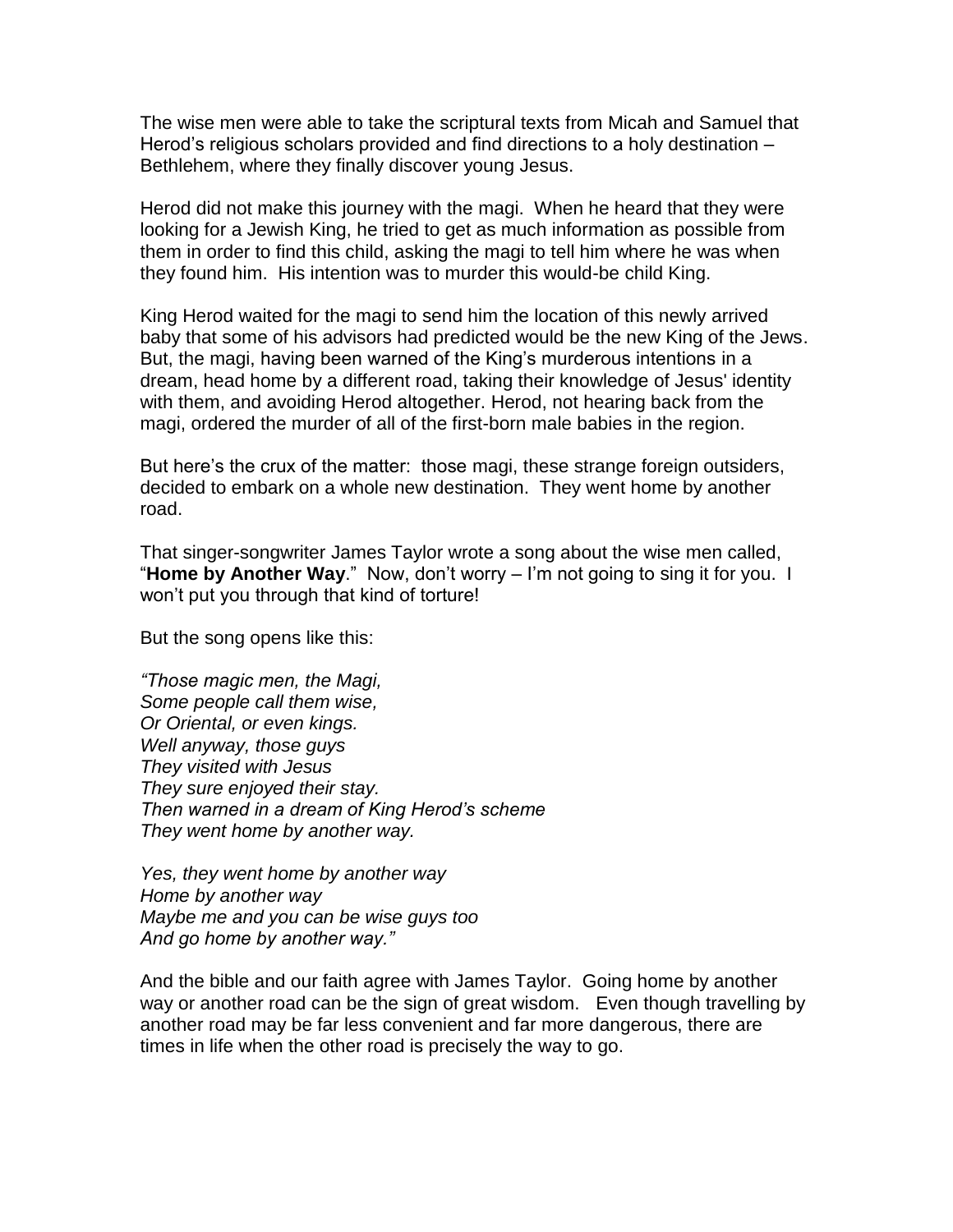The wise men were able to take the scriptural texts from Micah and Samuel that Herod's religious scholars provided and find directions to a holy destination – Bethlehem, where they finally discover young Jesus.

Herod did not make this journey with the magi. When he heard that they were looking for a Jewish King, he tried to get as much information as possible from them in order to find this child, asking the magi to tell him where he was when they found him. His intention was to murder this would-be child King.

King Herod waited for the magi to send him the location of this newly arrived baby that some of his advisors had predicted would be the new King of the Jews. But, the magi, having been warned of the King's murderous intentions in a dream, head home by a different road, taking their knowledge of Jesus' identity with them, and avoiding Herod altogether. Herod, not hearing back from the magi, ordered the murder of all of the first-born male babies in the region.

But here's the crux of the matter: those magi, these strange foreign outsiders, decided to embark on a whole new destination. They went home by another road.

That singer-songwriter James Taylor wrote a song about the wise men called, "**Home by Another Way**." Now, don't worry – I'm not going to sing it for you. I won't put you through that kind of torture!

But the song opens like this:

*"Those magic men, the Magi,*
*Some people call them wise,*
*Or Oriental, or even kings.*
*Well anyway, those guys*
*They visited with Jesus*
*They sure enjoyed their stay.*
*Then warned in a dream of King Herod's scheme*
*They went home by another way.*

*Yes, they went home by another way*
*Home by another way*
*Maybe me and you can be wise guys too*
*And go home by another way."*

And the bible and our faith agree with James Taylor. Going home by another way or another road can be the sign of great wisdom. Even though travelling by another road may be far less convenient and far more dangerous, there are times in life when the other road is precisely the way to go.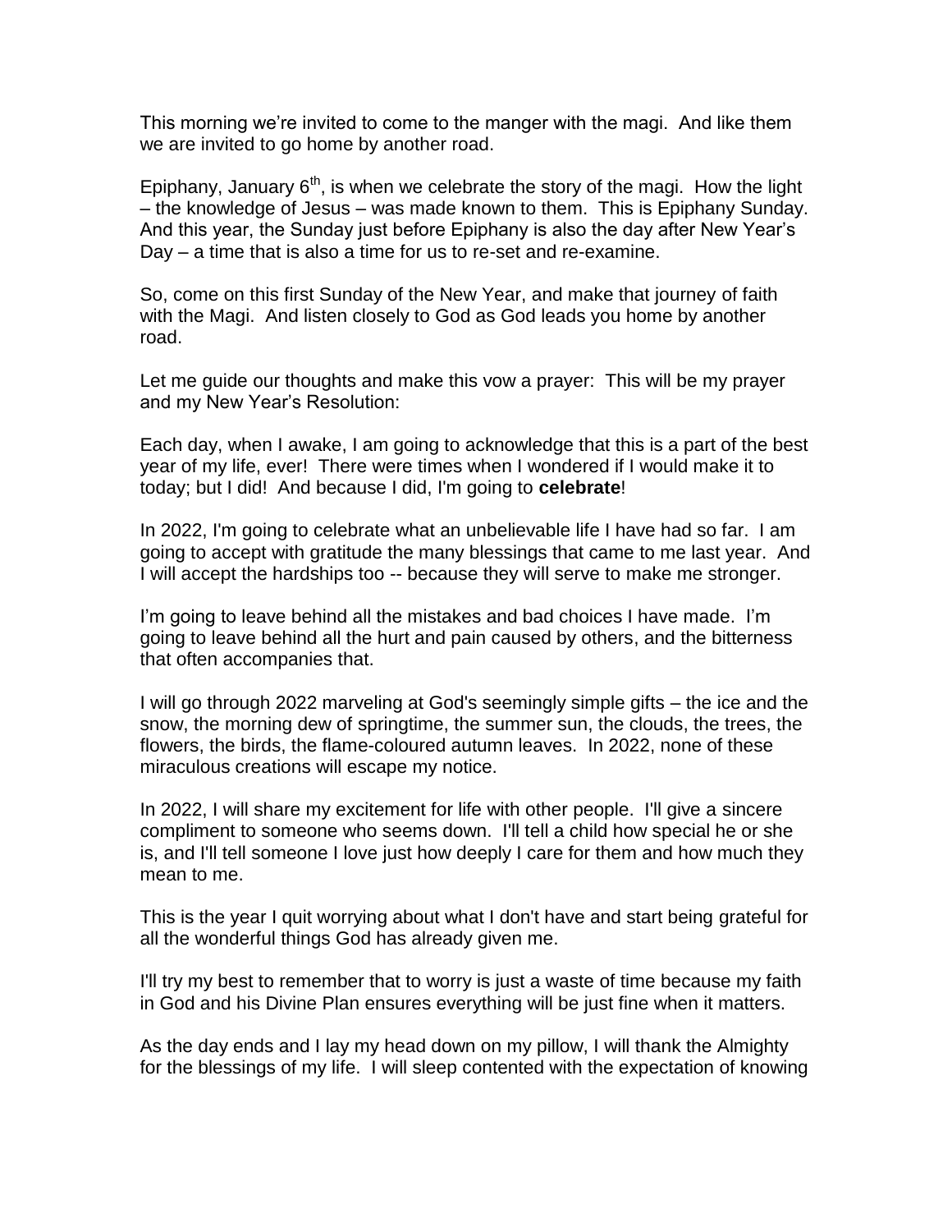This morning we're invited to come to the manger with the magi. And like them we are invited to go home by another road.

Epiphany, January 6th, is when we celebrate the story of the magi. How the light – the knowledge of Jesus – was made known to them. This is Epiphany Sunday. And this year, the Sunday just before Epiphany is also the day after New Year's Day – a time that is also a time for us to re-set and re-examine.

So, come on this first Sunday of the New Year, and make that journey of faith with the Magi. And listen closely to God as God leads you home by another road.

Let me guide our thoughts and make this vow a prayer: This will be my prayer and my New Year's Resolution:

Each day, when I awake, I am going to acknowledge that this is a part of the best year of my life, ever! There were times when I wondered if I would make it to today; but I did! And because I did, I'm going to **celebrate**!

In 2022, I'm going to celebrate what an unbelievable life I have had so far. I am going to accept with gratitude the many blessings that came to me last year. And I will accept the hardships too -- because they will serve to make me stronger.

I'm going to leave behind all the mistakes and bad choices I have made. I'm going to leave behind all the hurt and pain caused by others, and the bitterness that often accompanies that.

I will go through 2022 marveling at God's seemingly simple gifts – the ice and the snow, the morning dew of springtime, the summer sun, the clouds, the trees, the flowers, the birds, the flame-coloured autumn leaves. In 2022, none of these miraculous creations will escape my notice.

In 2022, I will share my excitement for life with other people. I'll give a sincere compliment to someone who seems down. I'll tell a child how special he or she is, and I'll tell someone I love just how deeply I care for them and how much they mean to me.

This is the year I quit worrying about what I don't have and start being grateful for all the wonderful things God has already given me.

I'll try my best to remember that to worry is just a waste of time because my faith in God and his Divine Plan ensures everything will be just fine when it matters.

As the day ends and I lay my head down on my pillow, I will thank the Almighty for the blessings of my life. I will sleep contented with the expectation of knowing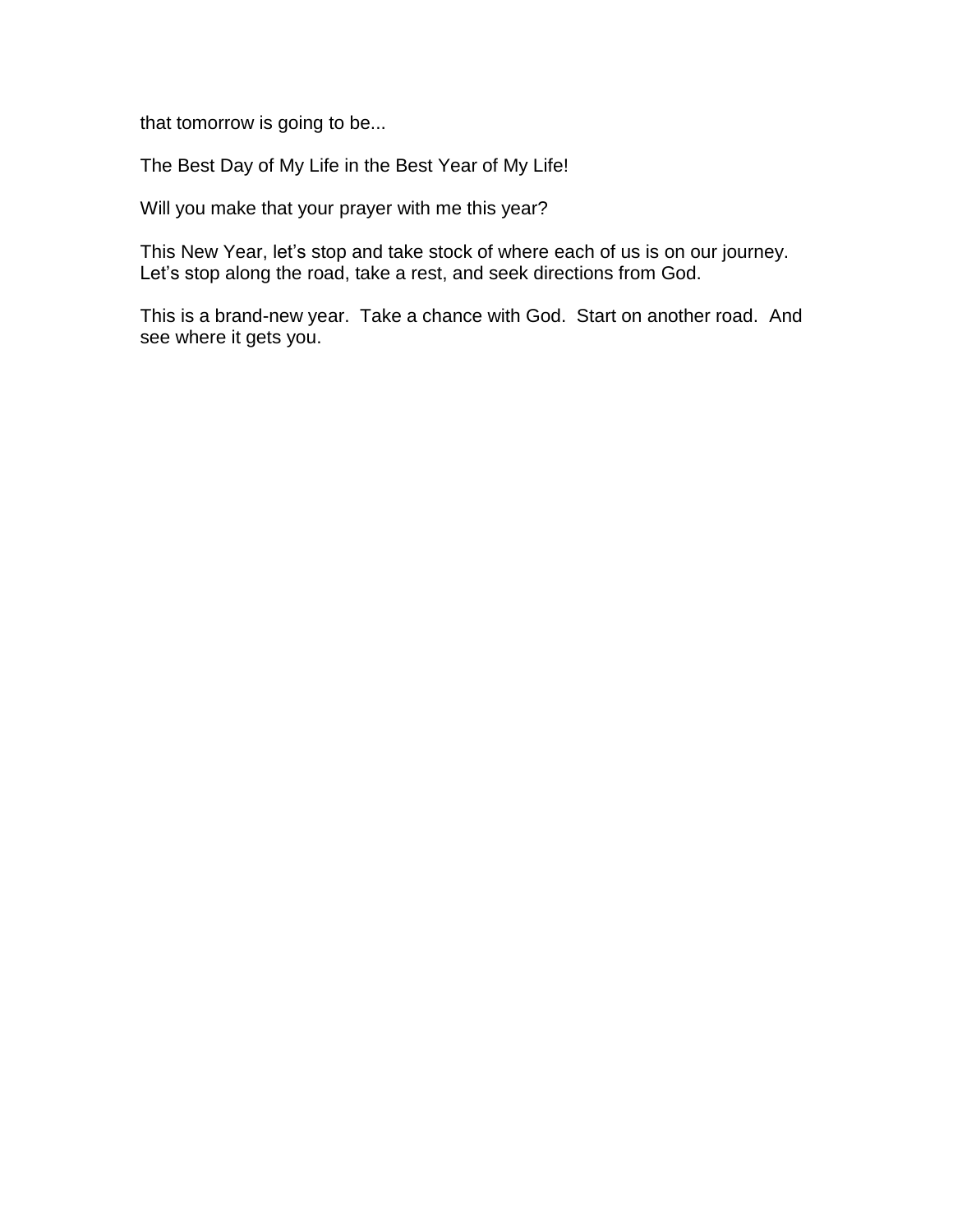that tomorrow is going to be...

The Best Day of My Life in the Best Year of My Life!

Will you make that your prayer with me this year?

This New Year, let’s stop and take stock of where each of us is on our journey. Let’s stop along the road, take a rest, and seek directions from God.

This is a brand-new year. Take a chance with God. Start on another road. And see where it gets you.